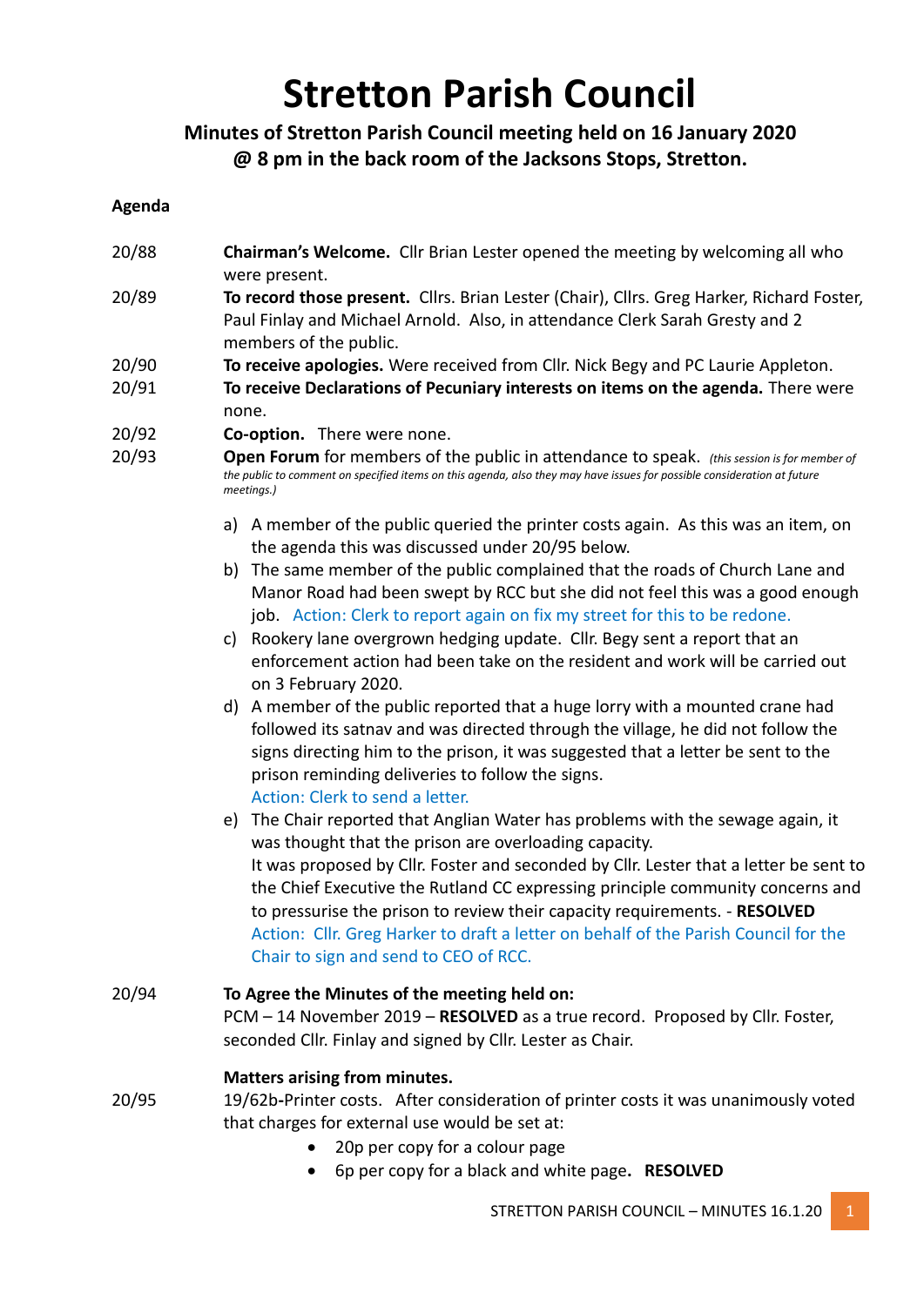# Stretton Parish Council

## Minutes of Stretton Parish Council meeting held on 16 January 2020 @ 8 pm in the back room of the Jacksons Stops, Stretton.

**Agenda**

20/88 **Chairman's Welcome.** Cllr Brian Lester opened the meeting by welcoming all who were present.

20/89 **To record those present.** Cllrs. Brian Lester (Chair), Cllrs. Greg Harker, Richard Foster, Paul Finlay and Michael Arnold. Also, in attendance Clerk Sarah Gresty and 2 members of the public.

20/90 **To receive apologies.** Were received from Cllr. Nick Begy and PC Laurie Appleton.

20/91 **To receive Declarations of Pecuniary interests on items on the agenda.** There were none.

20/92 **Co-option.** There were none.

20/93 **Open Forum** for members of the public in attendance to speak. *(this session is for member of the public to comment on specified items on this agenda, also they may have issues for possible consideration at future meetings.)*

a) A member of the public queried the printer costs again. As this was an item, on the agenda this was discussed under 20/95 below.

b) The same member of the public complained that the roads of Church Lane and Manor Road had been swept by RCC but she did not feel this was a good enough job. Action: Clerk to report again on fix my street for this to be redone.

c) Rookery lane overgrown hedging update. Cllr. Begy sent a report that an enforcement action had been take on the resident and work will be carried out on 3 February 2020.

d) A member of the public reported that a huge lorry with a mounted crane had followed its satnav and was directed through the village, he did not follow the signs directing him to the prison, it was suggested that a letter be sent to the prison reminding deliveries to follow the signs.
Action: Clerk to send a letter.

e) The Chair reported that Anglian Water has problems with the sewage again, it was thought that the prison are overloading capacity.
It was proposed by Cllr. Foster and seconded by Cllr. Lester that a letter be sent to the Chief Executive the Rutland CC expressing principle community concerns and to pressurise the prison to review their capacity requirements. - **RESOLVED**
Action: Cllr. Greg Harker to draft a letter on behalf of the Parish Council for the Chair to sign and send to CEO of RCC.

20/94 **To Agree the Minutes of the meeting held on:**
PCM – 14 November 2019 – **RESOLVED** as a true record. Proposed by Cllr. Foster, seconded Cllr. Finlay and signed by Cllr. Lester as Chair.

**Matters arising from minutes.**

20/95 19/62b-Printer costs. After consideration of printer costs it was unanimously voted that charges for external use would be set at:

- 20p per copy for a colour page
- 6p per copy for a black and white page**.** **RESOLVED**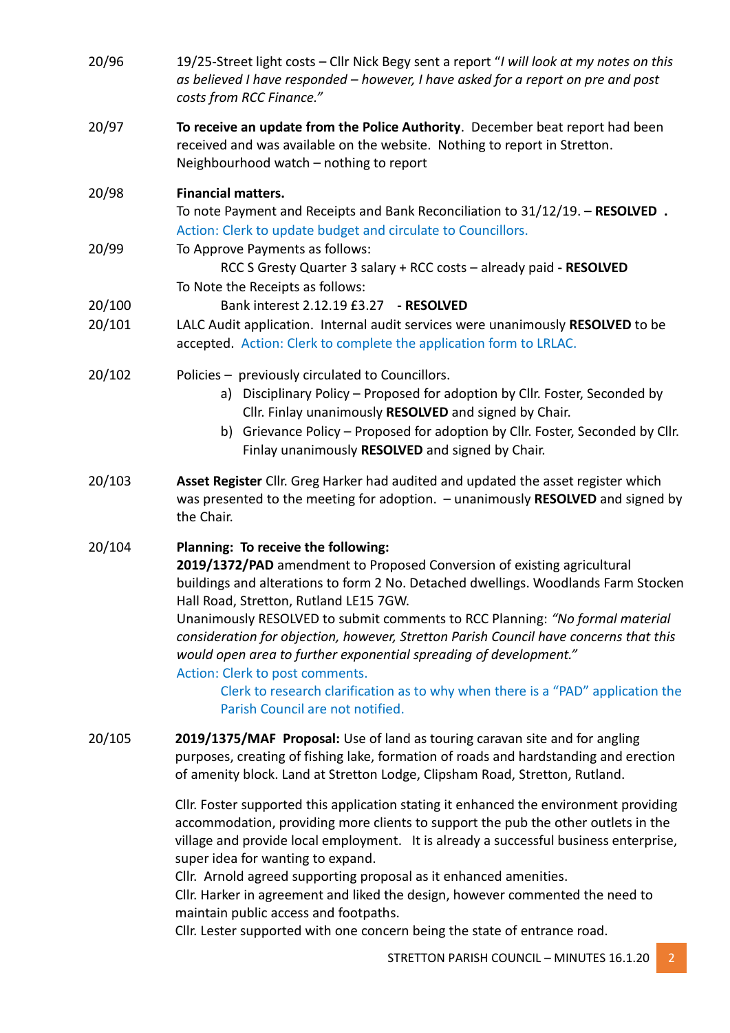20/96 19/25-Street light costs – Cllr Nick Begy sent a report "*I will look at my notes on this as believed I have responded – however, I have asked for a report on pre and post costs from RCC Finance.*"

20/97 **To receive an update from the Police Authority**. December beat report had been received and was available on the website. Nothing to report in Stretton. Neighbourhood watch – nothing to report

20/98 **Financial matters.**
To note Payment and Receipts and Bank Reconciliation to 31/12/19. **– RESOLVED .**
Action: Clerk to update budget and circulate to Councillors.

20/99 To Approve Payments as follows:
RCC S Gresty Quarter 3 salary + RCC costs – already paid **- RESOLVED**
To Note the Receipts as follows:

20/100 Bank interest 2.12.19 £3.27 **- RESOLVED**

20/101 LALC Audit application. Internal audit services were unanimously **RESOLVED** to be accepted. Action: Clerk to complete the application form to LRLAC.

20/102 Policies – previously circulated to Councillors.

a) Disciplinary Policy – Proposed for adoption by Cllr. Foster, Seconded by Cllr. Finlay unanimously **RESOLVED** and signed by Chair.
b) Grievance Policy – Proposed for adoption by Cllr. Foster, Seconded by Cllr. Finlay unanimously **RESOLVED** and signed by Chair.

20/103 **Asset Register** Cllr. Greg Harker had audited and updated the asset register which was presented to the meeting for adoption. – unanimously **RESOLVED** and signed by the Chair.

20/104 **Planning: To receive the following:**
**2019/1372/PAD** amendment to Proposed Conversion of existing agricultural buildings and alterations to form 2 No. Detached dwellings. Woodlands Farm Stocken Hall Road, Stretton, Rutland LE15 7GW.
Unanimously RESOLVED to submit comments to RCC Planning: *"No formal material consideration for objection, however, Stretton Parish Council have concerns that this would open area to further exponential spreading of development."*
Action: Clerk to post comments.
Clerk to research clarification as to why when there is a "PAD" application the Parish Council are not notified.

20/105 **2019/1375/MAF Proposal:** Use of land as touring caravan site and for angling purposes, creating of fishing lake, formation of roads and hardstanding and erection of amenity block. Land at Stretton Lodge, Clipsham Road, Stretton, Rutland.

Cllr. Foster supported this application stating it enhanced the environment providing accommodation, providing more clients to support the pub the other outlets in the village and provide local employment. It is already a successful business enterprise, super idea for wanting to expand.
Cllr. Arnold agreed supporting proposal as it enhanced amenities.
Cllr. Harker in agreement and liked the design, however commented the need to maintain public access and footpaths.
Cllr. Lester supported with one concern being the state of entrance road.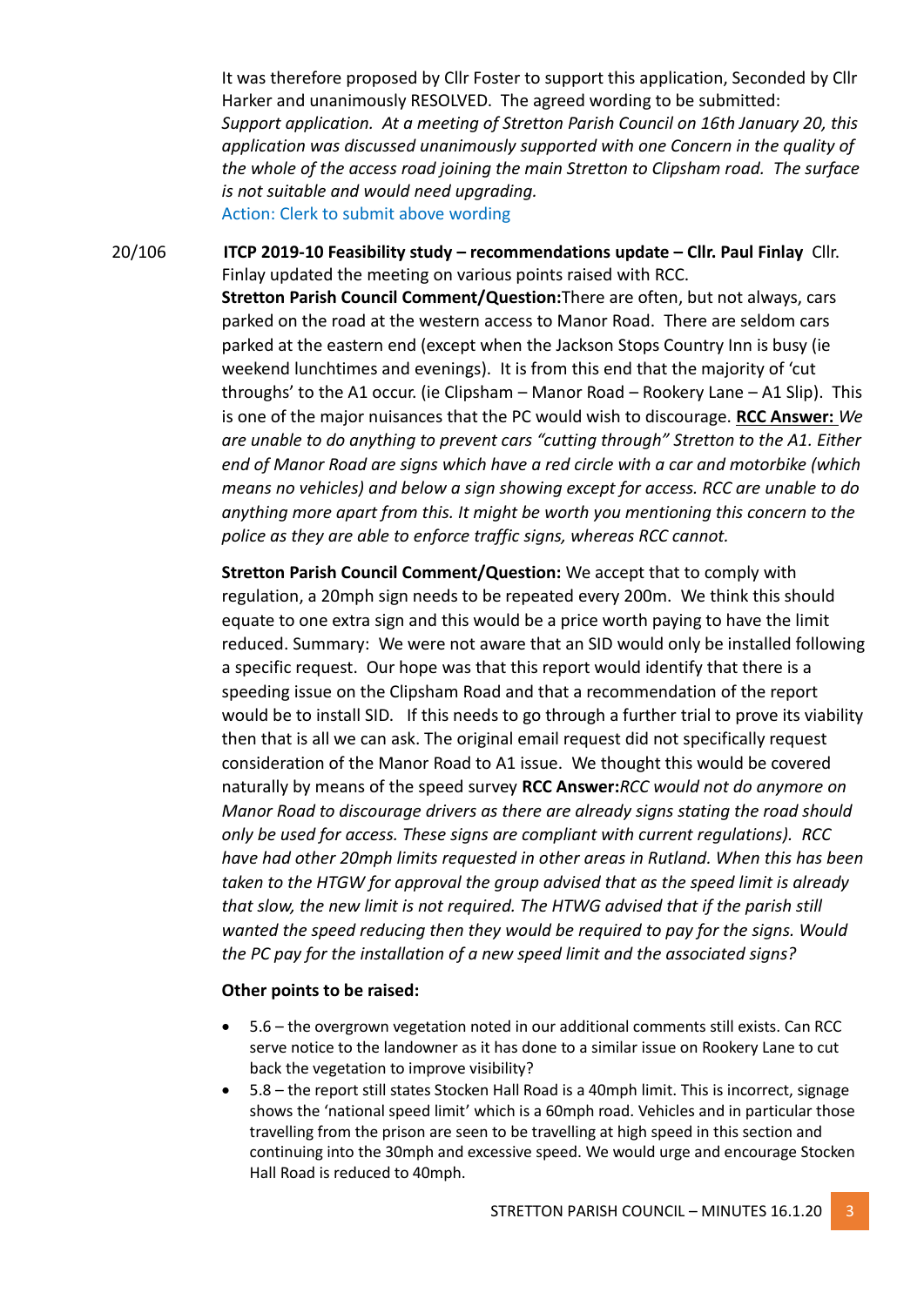It was therefore proposed by Cllr Foster to support this application, Seconded by Cllr Harker and unanimously RESOLVED. The agreed wording to be submitted: *Support application. At a meeting of Stretton Parish Council on 16th January 20, this application was discussed unanimously supported with one Concern in the quality of the whole of the access road joining the main Stretton to Clipsham road. The surface is not suitable and would need upgrading.*

Action: Clerk to submit above wording

20/106 **ITCP 2019-10 Feasibility study – recommendations update – Cllr. Paul Finlay** Cllr. Finlay updated the meeting on various points raised with RCC.

**Stretton Parish Council Comment/Question:** There are often, but not always, cars parked on the road at the western access to Manor Road. There are seldom cars parked at the eastern end (except when the Jackson Stops Country Inn is busy (ie weekend lunchtimes and evenings). It is from this end that the majority of 'cut throughs' to the A1 occur. (ie Clipsham – Manor Road – Rookery Lane – A1 Slip). This is one of the major nuisances that the PC would wish to discourage. **RCC Answer:** *We are unable to do anything to prevent cars "cutting through" Stretton to the A1. Either end of Manor Road are signs which have a red circle with a car and motorbike (which means no vehicles) and below a sign showing except for access. RCC are unable to do anything more apart from this. It might be worth you mentioning this concern to the police as they are able to enforce traffic signs, whereas RCC cannot.*

**Stretton Parish Council Comment/Question:** We accept that to comply with regulation, a 20mph sign needs to be repeated every 200m. We think this should equate to one extra sign and this would be a price worth paying to have the limit reduced. Summary: We were not aware that an SID would only be installed following a specific request. Our hope was that this report would identify that there is a speeding issue on the Clipsham Road and that a recommendation of the report would be to install SID. If this needs to go through a further trial to prove its viability then that is all we can ask. The original email request did not specifically request consideration of the Manor Road to A1 issue. We thought this would be covered naturally by means of the speed survey **RCC Answer:** *RCC would not do anymore on Manor Road to discourage drivers as there are already signs stating the road should only be used for access. These signs are compliant with current regulations). RCC have had other 20mph limits requested in other areas in Rutland. When this has been taken to the HTGW for approval the group advised that as the speed limit is already that slow, the new limit is not required. The HTWG advised that if the parish still wanted the speed reducing then they would be required to pay for the signs. Would the PC pay for the installation of a new speed limit and the associated signs?*

**Other points to be raised:**

- 5.6 – the overgrown vegetation noted in our additional comments still exists. Can RCC serve notice to the landowner as it has done to a similar issue on Rookery Lane to cut back the vegetation to improve visibility?
- 5.8 – the report still states Stocken Hall Road is a 40mph limit. This is incorrect, signage shows the 'national speed limit' which is a 60mph road. Vehicles and in particular those travelling from the prison are seen to be travelling at high speed in this section and continuing into the 30mph and excessive speed. We would urge and encourage Stocken Hall Road is reduced to 40mph.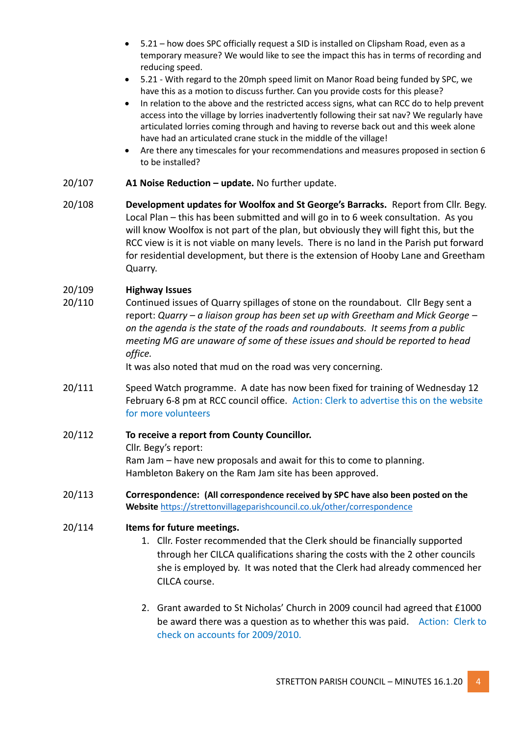- 5.21 – how does SPC officially request a SID is installed on Clipsham Road, even as a temporary measure? We would like to see the impact this has in terms of recording and reducing speed.
- 5.21 - With regard to the 20mph speed limit on Manor Road being funded by SPC, we have this as a motion to discuss further. Can you provide costs for this please?
- In relation to the above and the restricted access signs, what can RCC do to help prevent access into the village by lorries inadvertently following their sat nav? We regularly have articulated lorries coming through and having to reverse back out and this week alone have had an articulated crane stuck in the middle of the village!
- Are there any timescales for your recommendations and measures proposed in section 6 to be installed?

20/107 **A1 Noise Reduction – update.** No further update.

20/108 **Development updates for Woolfox and St George's Barracks.** Report from Cllr. Begy. Local Plan – this has been submitted and will go in to 6 week consultation. As you will know Woolfox is not part of the plan, but obviously they will fight this, but the RCC view is it is not viable on many levels. There is no land in the Parish put forward for residential development, but there is the extension of Hooby Lane and Greetham Quarry.

20/109 **Highway Issues**

20/110 Continued issues of Quarry spillages of stone on the roundabout. Cllr Begy sent a report: *Quarry – a liaison group has been set up with Greetham and Mick George – on the agenda is the state of the roads and roundabouts. It seems from a public meeting MG are unaware of some of these issues and should be reported to head office.*

It was also noted that mud on the road was very concerning.

20/111 Speed Watch programme. A date has now been fixed for training of Wednesday 12 February 6-8 pm at RCC council office. Action: Clerk to advertise this on the website for more volunteers

20/112 **To receive a report from County Councillor.**

Cllr. Begy's report:

Ram Jam – have new proposals and await for this to come to planning.

Hambleton Bakery on the Ram Jam site has been approved.

20/113 **Correspondence: (All correspondence received by SPC have also been posted on the Website** https://strettonvillageparishcouncil.co.uk/other/correspondence

20/114 **Items for future meetings.**

1. Cllr. Foster recommended that the Clerk should be financially supported through her CILCA qualifications sharing the costs with the 2 other councils she is employed by. It was noted that the Clerk had already commenced her CILCA course.

2. Grant awarded to St Nicholas' Church in 2009 council had agreed that £1000 be award there was a question as to whether this was paid. Action: Clerk to check on accounts for 2009/2010.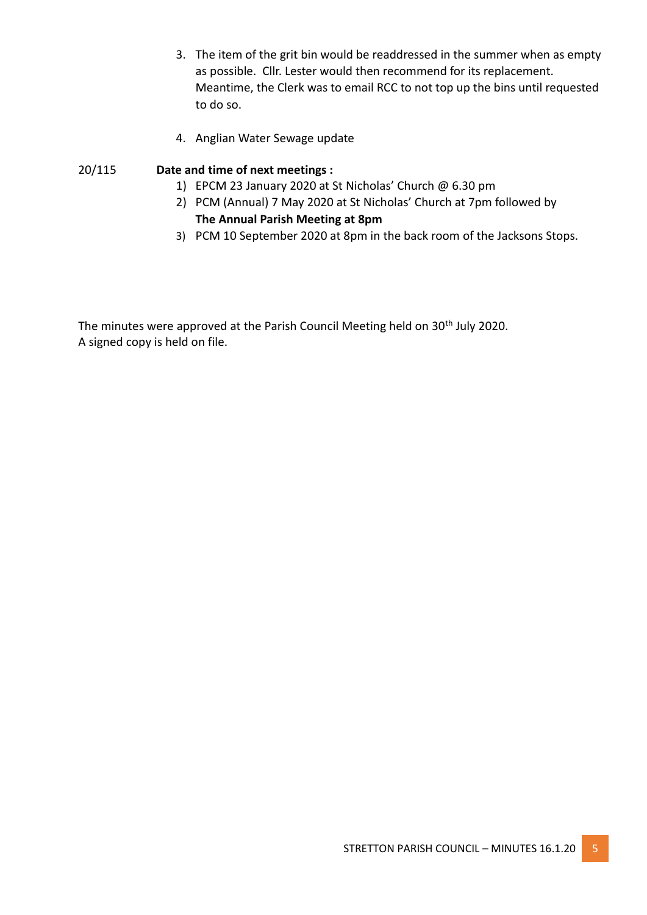3. The item of the grit bin would be readdressed in the summer when as empty as possible. Cllr. Lester would then recommend for its replacement. Meantime, the Clerk was to email RCC to not top up the bins until requested to do so.

4. Anglian Water Sewage update

20/115 **Date and time of next meetings :**

1) EPCM 23 January 2020 at St Nicholas' Church @ 6.30 pm
2) PCM (Annual) 7 May 2020 at St Nicholas' Church at 7pm followed by **The Annual Parish Meeting at 8pm**
3) PCM 10 September 2020 at 8pm in the back room of the Jacksons Stops.

The minutes were approved at the Parish Council Meeting held on 30th July 2020.
A signed copy is held on file.